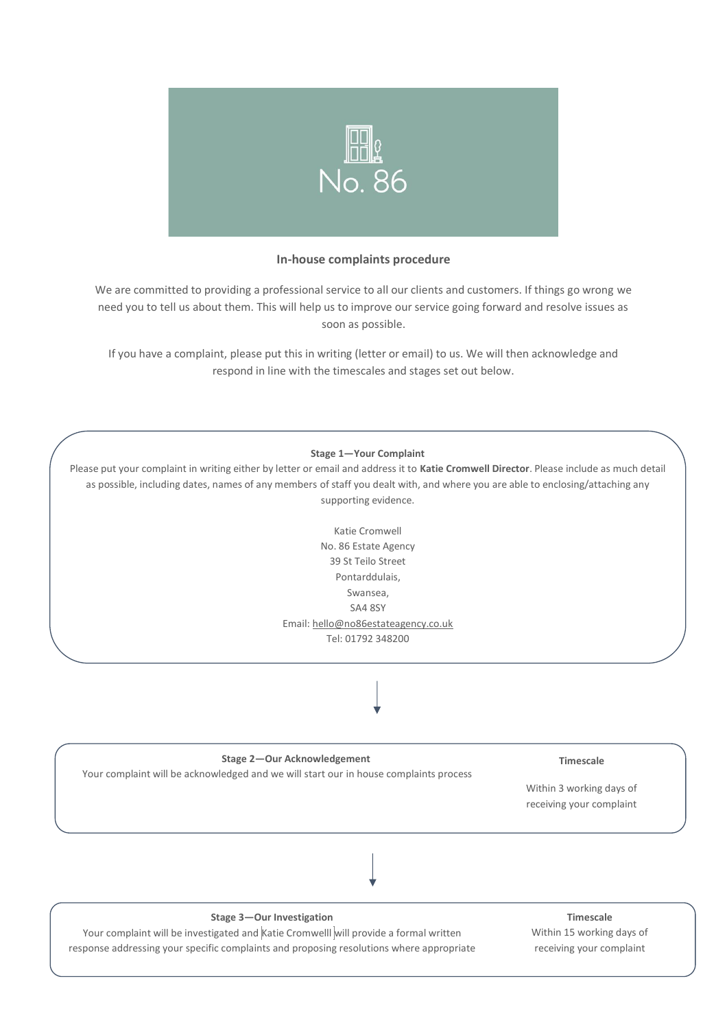No. 86

## In-house complaints procedure

We are committed to providing a professional service to all our clients and customers. If things go wrong we need you to tell us about them. This will help us to improve our service going forward and resolve issues as soon as possible.

If you have a complaint, please put this in writing (letter or email) to us. We will then acknowledge and respond in line with the timescales and stages set out below.

### Stage 1—Your Complaint

Please put your complaint in writing either by letter or email and address it to **Katie Cromwell Director**. Please include as much detail as possible, including dates, names of any members of staff you dealt with, and where you are able to enclosing/attaching any supporting evidence.

Katie Cromwell
No. 86 Estate Agency
39 St Teilo Street
Pontarddulais,
Swansea,
SA4 8SY
Email: hello@no86estateagency.co.uk
Tel: 01792 348200

↓

### Stage 2—Our Acknowledgement

Your complaint will be acknowledged and we will start our in house complaints process

**Timescale**

Within 3 working days of receiving your complaint

↓

### Stage 3—Our Investigation

Your complaint will be investigated and Katie Cromwelll will provide a formal written response addressing your specific complaints and proposing resolutions where appropriate

**Timescale**

Within 15 working days of receiving your complaint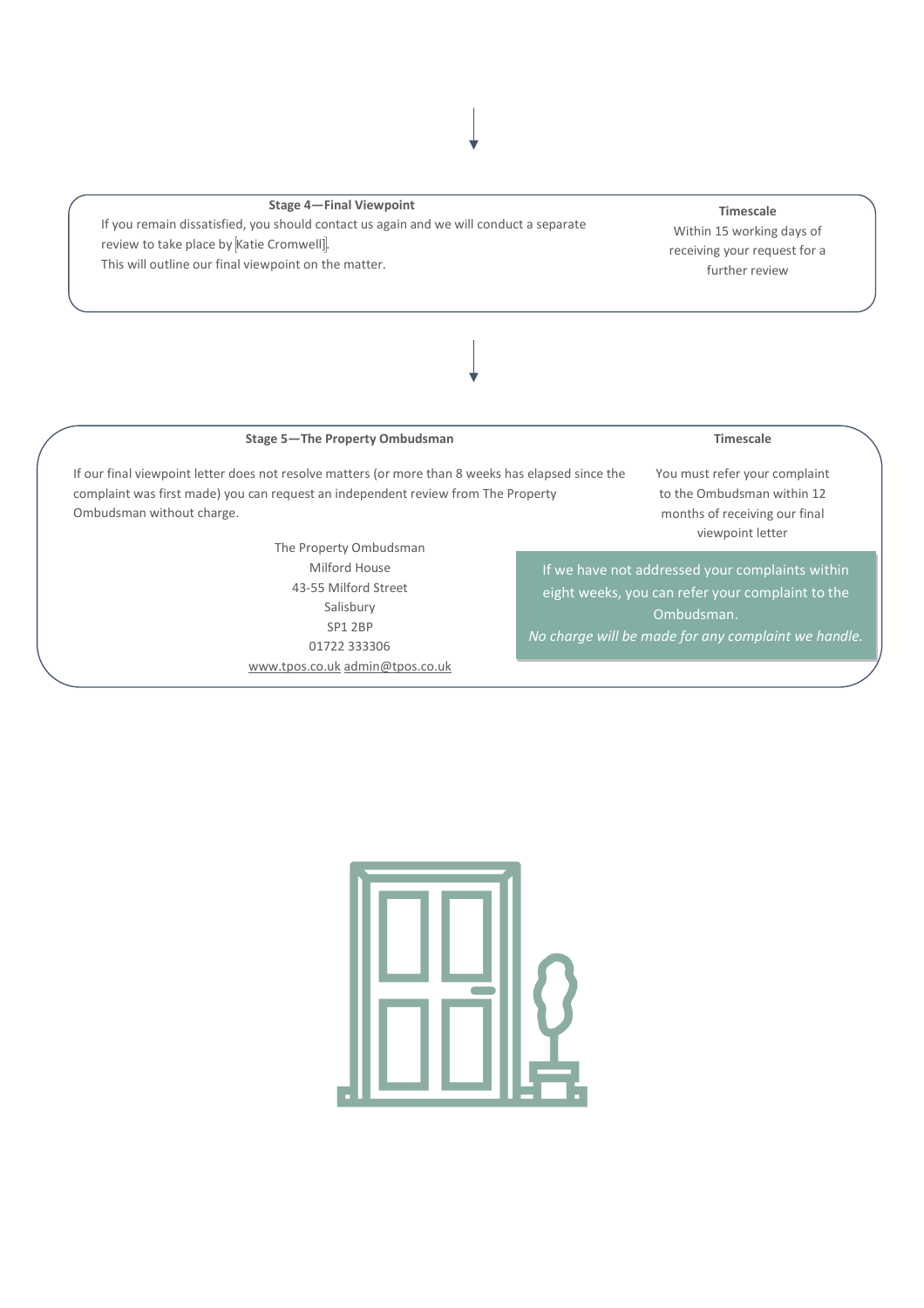**Stage 4—Final Viewpoint**

If you remain dissatisfied, you should contact us again and we will conduct a separate review to take place by [Katie Cromwell].
This will outline our final viewpoint on the matter.

**Timescale**

Within 15 working days of receiving your request for a further review

**Stage 5—The Property Ombudsman**

If our final viewpoint letter does not resolve matters (or more than 8 weeks has elapsed since the complaint was first made) you can request an independent review from The Property Ombudsman without charge.

The Property Ombudsman
Milford House
43-55 Milford Street
Salisbury
SP1 2BP
01722 333306
www.tpos.co.uk admin@tpos.co.uk

**Timescale**

You must refer your complaint to the Ombudsman within 12 months of receiving our final viewpoint letter

If we have not addressed your complaints within eight weeks, you can refer your complaint to the Ombudsman.
*No charge will be made for any complaint we handle.*